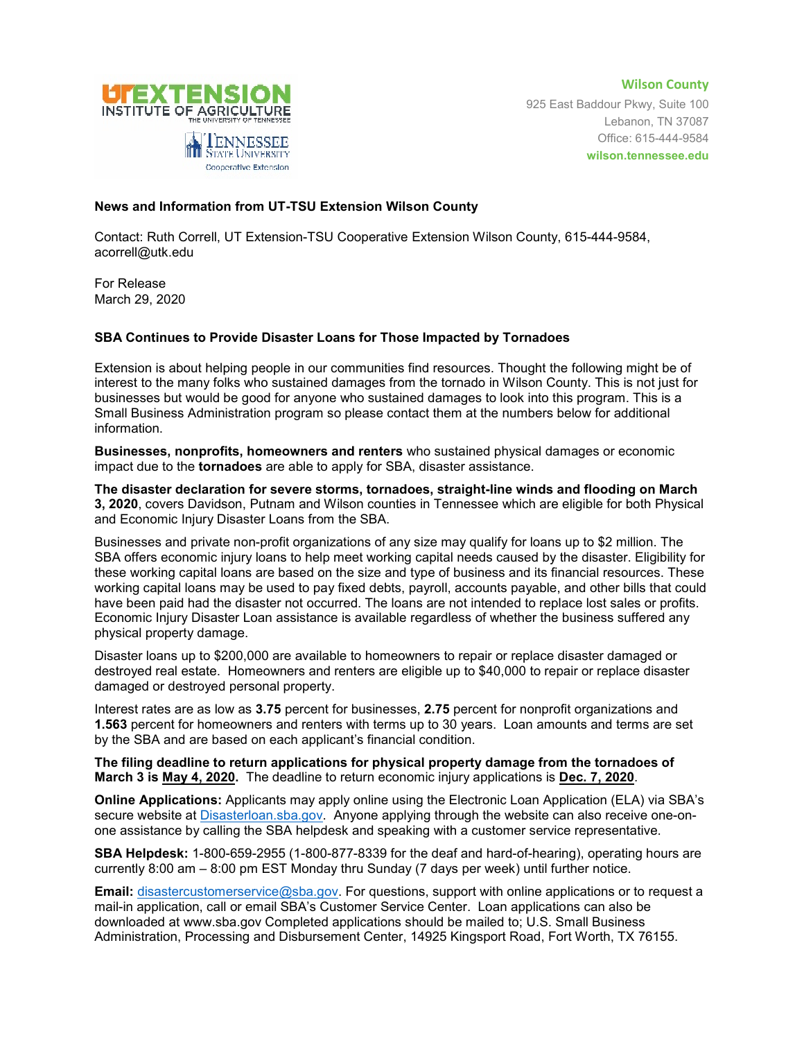UT EXTENSION INSTITUTE OF AGRICULTURE THE UNIVERSITY OF TENNESSEE

TENNESSEE STATE UNIVERSITY Cooperative Extension

**Wilson County**
925 East Baddour Pkwy, Suite 100
Lebanon, TN 37087
Office: 615-444-9584
**wilson.tennessee.edu**

**News and Information from UT-TSU Extension Wilson County**

Contact: Ruth Correll, UT Extension-TSU Cooperative Extension Wilson County, 615-444-9584, acorrell@utk.edu

For Release
March 29, 2020

**SBA Continues to Provide Disaster Loans for Those Impacted by Tornadoes**

Extension is about helping people in our communities find resources. Thought the following might be of interest to the many folks who sustained damages from the tornado in Wilson County. This is not just for businesses but would be good for anyone who sustained damages to look into this program. This is a Small Business Administration program so please contact them at the numbers below for additional information.

**Businesses, nonprofits, homeowners and renters** who sustained physical damages or economic impact due to the **tornadoes** are able to apply for SBA, disaster assistance.

**The disaster declaration for severe storms, tornadoes, straight-line winds and flooding on March 3, 2020**, covers Davidson, Putnam and Wilson counties in Tennessee which are eligible for both Physical and Economic Injury Disaster Loans from the SBA.

Businesses and private non-profit organizations of any size may qualify for loans up to $2 million. The SBA offers economic injury loans to help meet working capital needs caused by the disaster. Eligibility for these working capital loans are based on the size and type of business and its financial resources. These working capital loans may be used to pay fixed debts, payroll, accounts payable, and other bills that could have been paid had the disaster not occurred. The loans are not intended to replace lost sales or profits. Economic Injury Disaster Loan assistance is available regardless of whether the business suffered any physical property damage.

Disaster loans up to $200,000 are available to homeowners to repair or replace disaster damaged or destroyed real estate. Homeowners and renters are eligible up to $40,000 to repair or replace disaster damaged or destroyed personal property.

Interest rates are as low as **3.75** percent for businesses, **2.75** percent for nonprofit organizations and **1.563** percent for homeowners and renters with terms up to 30 years. Loan amounts and terms are set by the SBA and are based on each applicant's financial condition.

**The filing deadline to return applications for physical property damage from the tornadoes of March 3 is <u>May 4, 2020</u>.** The deadline to return economic injury applications is **<u>Dec. 7, 2020</u>**.

**Online Applications:** Applicants may apply online using the Electronic Loan Application (ELA) via SBA's secure website at Disasterloan.sba.gov. Anyone applying through the website can also receive one-on-one assistance by calling the SBA helpdesk and speaking with a customer service representative.

**SBA Helpdesk:** 1-800-659-2955 (1-800-877-8339 for the deaf and hard-of-hearing), operating hours are currently 8:00 am – 8:00 pm EST Monday thru Sunday (7 days per week) until further notice.

**Email:** disastercustomerservice@sba.gov. For questions, support with online applications or to request a mail-in application, call or email SBA's Customer Service Center. Loan applications can also be downloaded at www.sba.gov Completed applications should be mailed to; U.S. Small Business Administration, Processing and Disbursement Center, 14925 Kingsport Road, Fort Worth, TX 76155.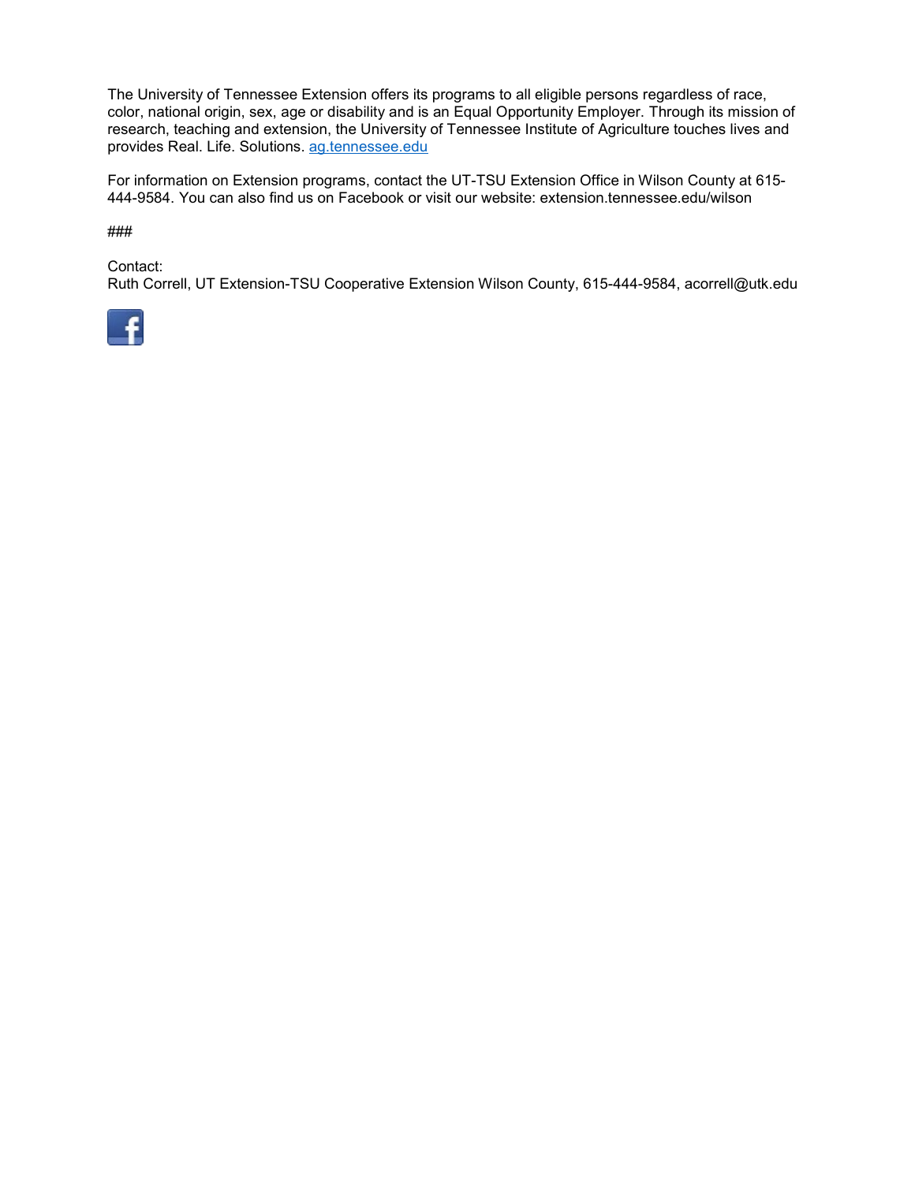The University of Tennessee Extension offers its programs to all eligible persons regardless of race, color, national origin, sex, age or disability and is an Equal Opportunity Employer. Through its mission of research, teaching and extension, the University of Tennessee Institute of Agriculture touches lives and provides Real. Life. Solutions. [ag.tennessee.edu](http://ag.tennessee.edu)

For information on Extension programs, contact the UT-TSU Extension Office in Wilson County at 615-444-9584. You can also find us on Facebook or visit our website: extension.tennessee.edu/wilson

###

Contact:
Ruth Correll, UT Extension-TSU Cooperative Extension Wilson County, 615-444-9584, acorrell@utk.edu